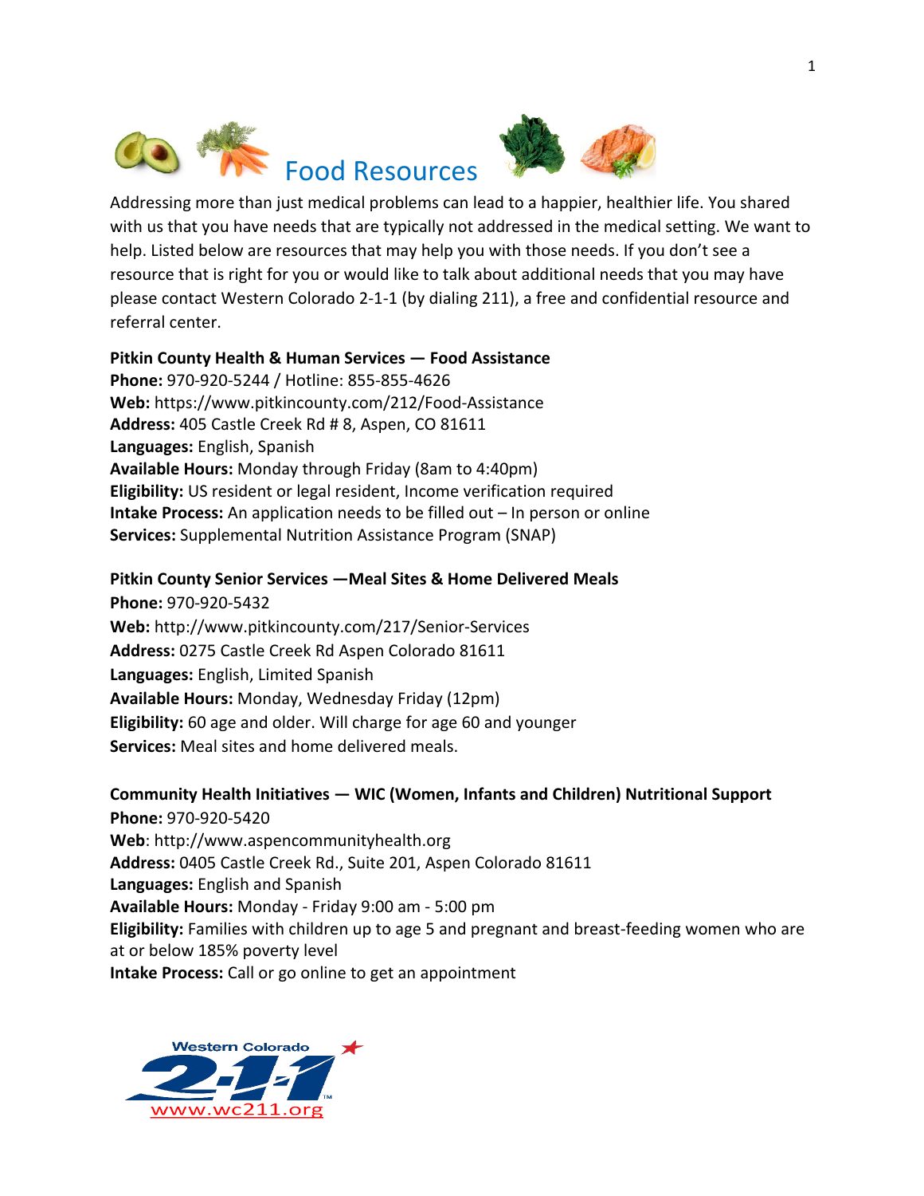# Food Resources

Addressing more than just medical problems can lead to a happier, healthier life. You shared with us that you have needs that are typically not addressed in the medical setting. We want to help. Listed below are resources that may help you with those needs. If you don't see a resource that is right for you or would like to talk about additional needs that you may have please contact Western Colorado 2-1-1 (by dialing 211), a free and confidential resource and referral center.

**Pitkin County Health & Human Services — Food Assistance**
**Phone:** 970-920-5244 / Hotline: 855-855-4626
**Web:** https://www.pitkincounty.com/212/Food-Assistance
**Address:** 405 Castle Creek Rd # 8, Aspen, CO 81611
**Languages:** English, Spanish
**Available Hours:** Monday through Friday (8am to 4:40pm)
**Eligibility:** US resident or legal resident, Income verification required
**Intake Process:** An application needs to be filled out – In person or online
**Services:** Supplemental Nutrition Assistance Program (SNAP)

**Pitkin County Senior Services —Meal Sites & Home Delivered Meals**
**Phone:** 970-920-5432
**Web:** http://www.pitkincounty.com/217/Senior-Services
**Address:** 0275 Castle Creek Rd Aspen Colorado 81611
**Languages:** English, Limited Spanish
**Available Hours:** Monday, Wednesday Friday (12pm)
**Eligibility:** 60 age and older. Will charge for age 60 and younger
**Services:** Meal sites and home delivered meals.

**Community Health Initiatives — WIC (Women, Infants and Children) Nutritional Support**
**Phone:** 970-920-5420
**Web**: http://www.aspencommunityhealth.org
**Address:** 0405 Castle Creek Rd., Suite 201, Aspen Colorado 81611
**Languages:** English and Spanish
**Available Hours:** Monday - Friday 9:00 am - 5:00 pm
**Eligibility:** Families with children up to age 5 and pregnant and breast-feeding women who are at or below 185% poverty level
**Intake Process:** Call or go online to get an appointment

Western Colorado 2-1-1
www.wc211.org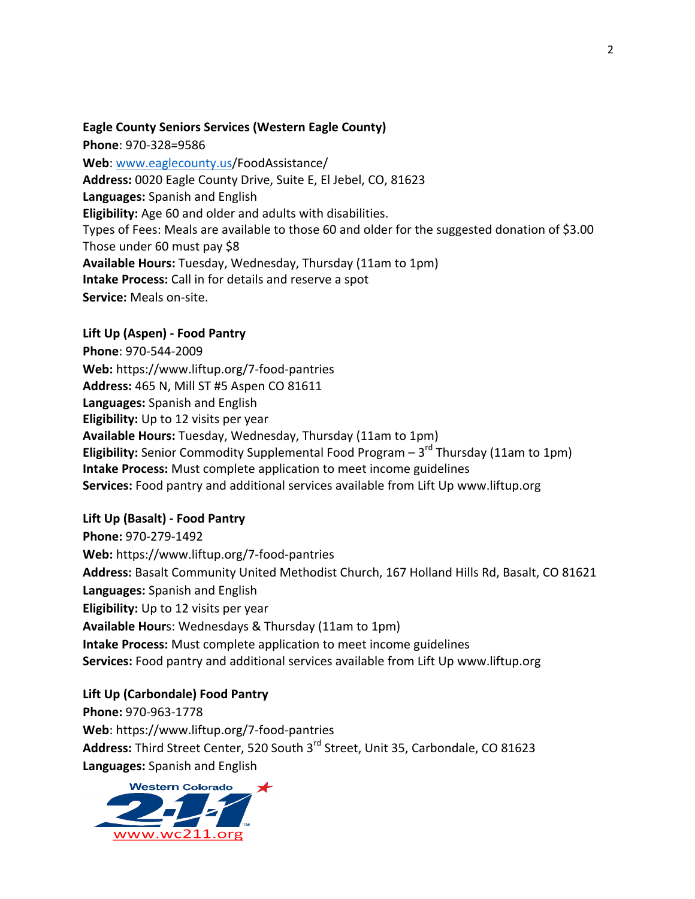**Eagle County Seniors Services (Western Eagle County)**
**Phone**: 970-328=9586
**Web**: www.eaglecounty.us/FoodAssistance/
**Address:** 0020 Eagle County Drive, Suite E, El Jebel, CO, 81623
**Languages:** Spanish and English
**Eligibility:** Age 60 and older and adults with disabilities.
Types of Fees: Meals are available to those 60 and older for the suggested donation of $3.00
Those under 60 must pay $8
**Available Hours:** Tuesday, Wednesday, Thursday (11am to 1pm)
**Intake Process:** Call in for details and reserve a spot
**Service:** Meals on-site.

**Lift Up (Aspen) - Food Pantry**
**Phone**: 970-544-2009
**Web:** https://www.liftup.org/7-food-pantries
**Address:** 465 N, Mill ST #5 Aspen CO 81611
**Languages:** Spanish and English
**Eligibility:** Up to 12 visits per year
**Available Hours:** Tuesday, Wednesday, Thursday (11am to 1pm)
**Eligibility:** Senior Commodity Supplemental Food Program – 3rd Thursday (11am to 1pm)
**Intake Process:** Must complete application to meet income guidelines
**Services:** Food pantry and additional services available from Lift Up www.liftup.org

**Lift Up (Basalt) - Food Pantry**
**Phone:** 970-279-1492
**Web:** https://www.liftup.org/7-food-pantries
**Address:** Basalt Community United Methodist Church, 167 Holland Hills Rd, Basalt, CO 81621
**Languages:** Spanish and English
**Eligibility:** Up to 12 visits per year
**Available Hours**: Wednesdays & Thursday (11am to 1pm)
**Intake Process:** Must complete application to meet income guidelines
**Services:** Food pantry and additional services available from Lift Up www.liftup.org

**Lift Up (Carbondale) Food Pantry**
**Phone:** 970-963-1778
**Web**: https://www.liftup.org/7-food-pantries
**Address:** Third Street Center, 520 South 3rd Street, Unit 35, Carbondale, CO 81623
**Languages:** Spanish and English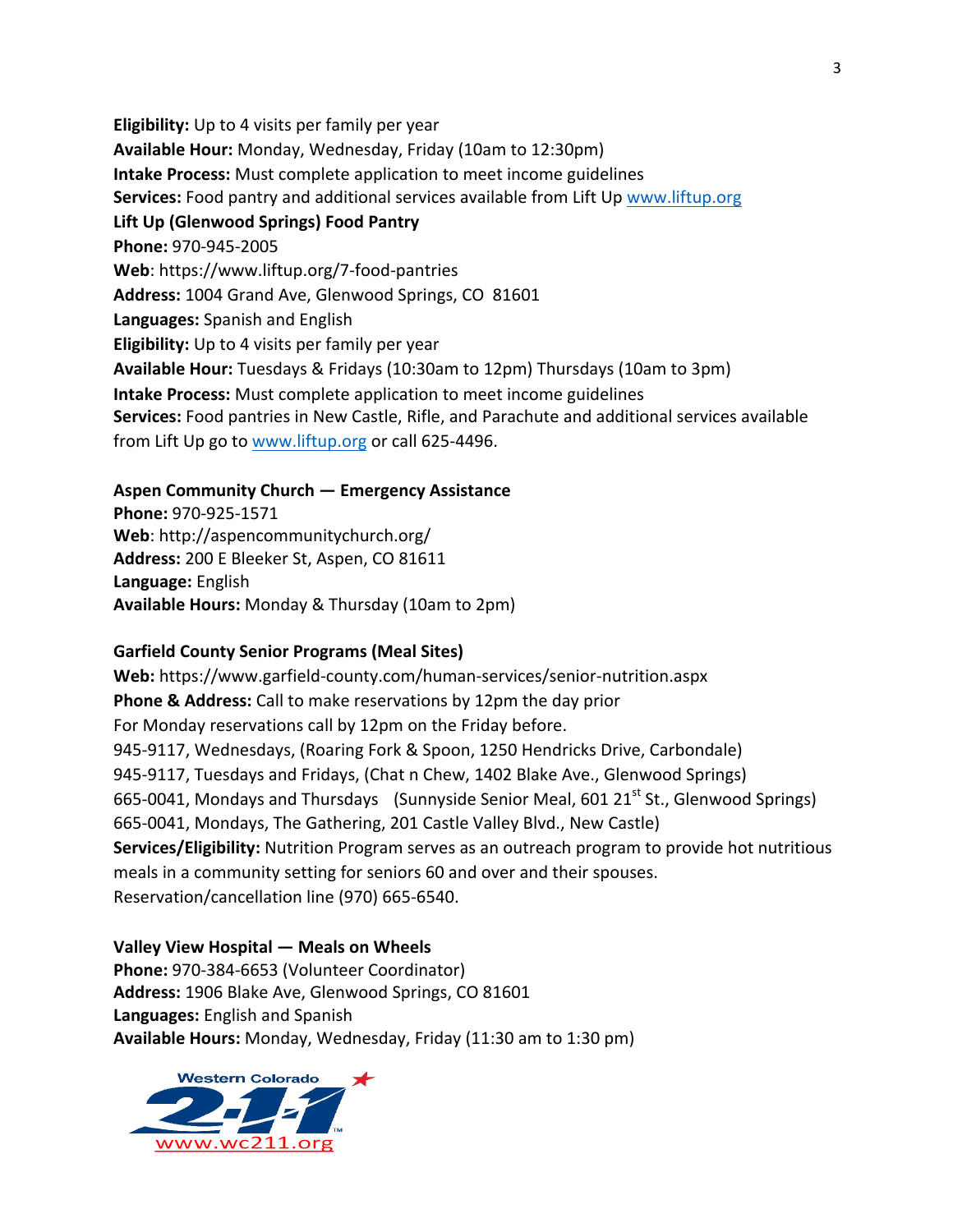**Eligibility:** Up to 4 visits per family per year
**Available Hour:** Monday, Wednesday, Friday (10am to 12:30pm)
**Intake Process:** Must complete application to meet income guidelines
**Services:** Food pantry and additional services available from Lift Up [www.liftup.org](http://www.liftup.org)

**Lift Up (Glenwood Springs) Food Pantry**
**Phone:** 970-945-2005
**Web**: https://www.liftup.org/7-food-pantries
**Address:** 1004 Grand Ave, Glenwood Springs, CO 81601
**Languages:** Spanish and English
**Eligibility:** Up to 4 visits per family per year
**Available Hour:** Tuesdays & Fridays (10:30am to 12pm) Thursdays (10am to 3pm)
**Intake Process:** Must complete application to meet income guidelines
**Services:** Food pantries in New Castle, Rifle, and Parachute and additional services available from Lift Up go to [www.liftup.org](http://www.liftup.org) or call 625-4496.

**Aspen Community Church — Emergency Assistance**
**Phone:** 970-925-1571
**Web**: http://aspencommunitychurch.org/
**Address:** 200 E Bleeker St, Aspen, CO 81611
**Language:** English
**Available Hours:** Monday & Thursday (10am to 2pm)

**Garfield County Senior Programs (Meal Sites)**
**Web:** https://www.garfield-county.com/human-services/senior-nutrition.aspx
**Phone & Address:** Call to make reservations by 12pm the day prior
For Monday reservations call by 12pm on the Friday before.
945-9117, Wednesdays, (Roaring Fork & Spoon, 1250 Hendricks Drive, Carbondale)
945-9117, Tuesdays and Fridays, (Chat n Chew, 1402 Blake Ave., Glenwood Springs)
665-0041, Mondays and Thursdays (Sunnyside Senior Meal, 601 21st St., Glenwood Springs)
665-0041, Mondays, The Gathering, 201 Castle Valley Blvd., New Castle)
**Services/Eligibility:** Nutrition Program serves as an outreach program to provide hot nutritious meals in a community setting for seniors 60 and over and their spouses.
Reservation/cancellation line (970) 665-6540.

**Valley View Hospital — Meals on Wheels**
**Phone:** 970-384-6653 (Volunteer Coordinator)
**Address:** 1906 Blake Ave, Glenwood Springs, CO 81601
**Languages:** English and Spanish
**Available Hours:** Monday, Wednesday, Friday (11:30 am to 1:30 pm)

Western Colorado 2-1-1 www.wc211.org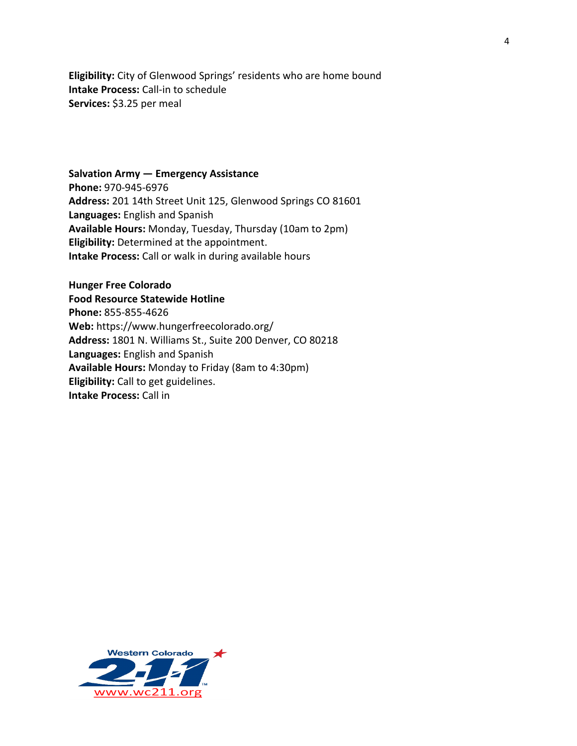**Eligibility:** City of Glenwood Springs' residents who are home bound
**Intake Process:** Call-in to schedule
**Services:** $3.25 per meal

**Salvation Army — Emergency Assistance**
**Phone:** 970-945-6976
**Address:** 201 14th Street Unit 125, Glenwood Springs CO 81601
**Languages:** English and Spanish
**Available Hours:** Monday, Tuesday, Thursday (10am to 2pm)
**Eligibility:** Determined at the appointment.
**Intake Process:** Call or walk in during available hours

**Hunger Free Colorado**
**Food Resource Statewide Hotline**
**Phone:** 855-855-4626
**Web:** https://www.hungerfreecolorado.org/
**Address:** 1801 N. Williams St., Suite 200 Denver, CO 80218
**Languages:** English and Spanish
**Available Hours:** Monday to Friday (8am to 4:30pm)
**Eligibility:** Call to get guidelines.
**Intake Process:** Call in

Western Colorado 2-1-1
www.wc211.org